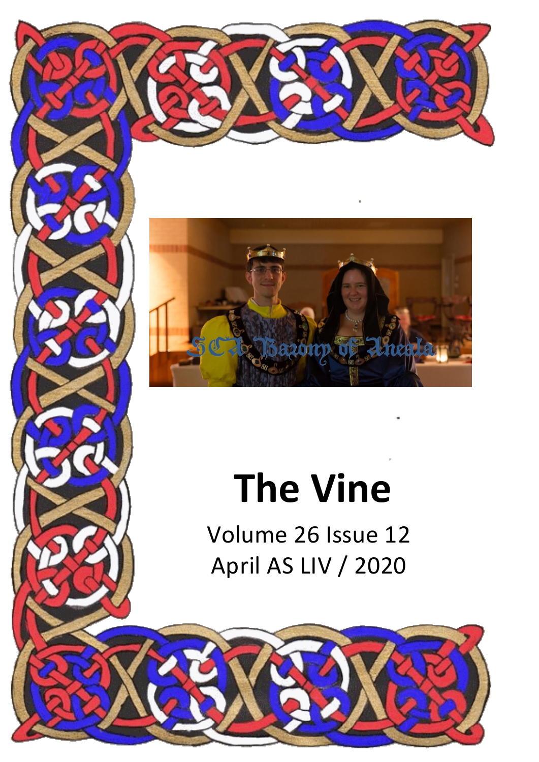# The Vine

Volume 26 Issue 12

April AS LIV / 2020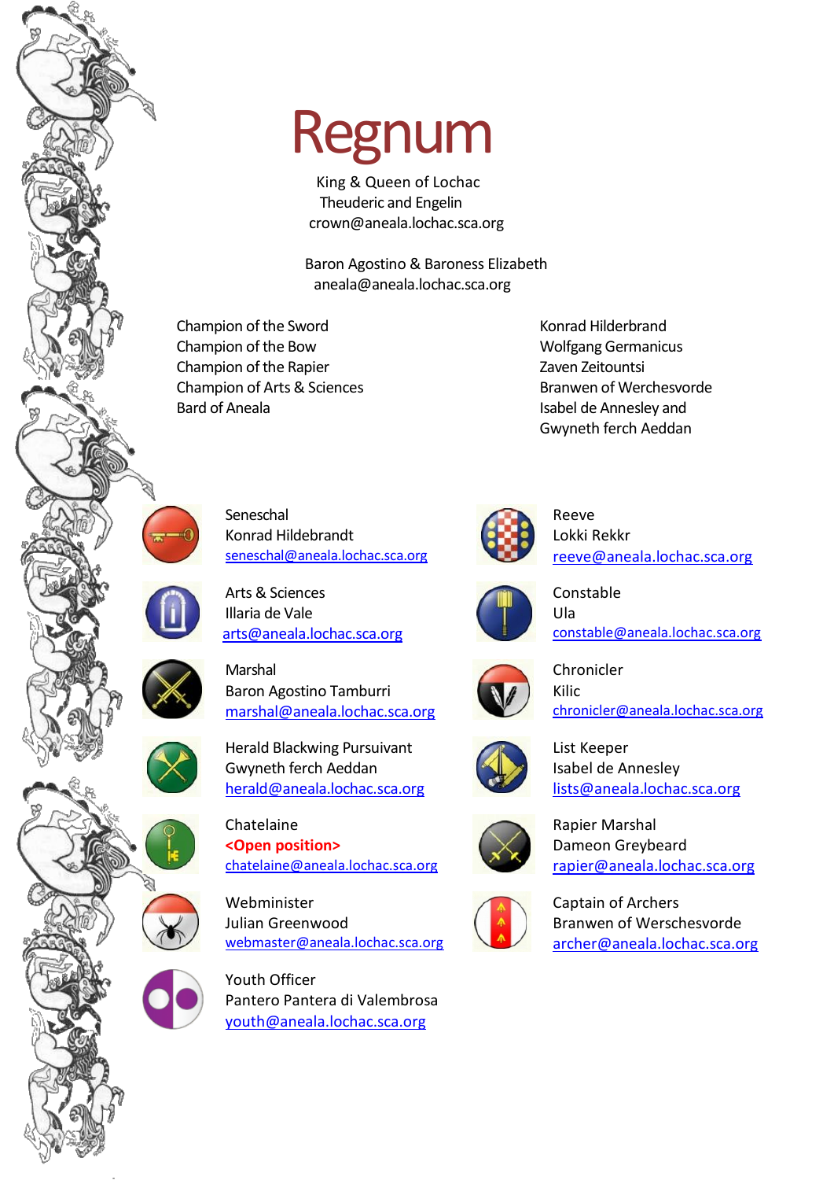# Regnum

King & Queen of Lochac
Theuderic and Engelin
crown@aneala.lochac.sca.org

Baron Agostino & Baroness Elizabeth
aneala@aneala.lochac.sca.org

| | |
|---|---|
| Champion of the Sword | Konrad Hilderbrand |
| Champion of the Bow | Wolfgang Germanicus |
| Champion of the Rapier | Zaven Zeitountsi |
| Champion of Arts & Sciences | Branwen of Werchesvorde |
| Bard of Aneala | Isabel de Annesley and Gwyneth ferch Aeddan |

Seneschal
Konrad Hildebrandt
seneschal@aneala.lochac.sca.org

Arts & Sciences
Illaria de Vale
arts@aneala.lochac.sca.org

Marshal
Baron Agostino Tamburri
marshal@aneala.lochac.sca.org

Herald Blackwing Pursuivant
Gwyneth ferch Aeddan
herald@aneala.lochac.sca.org

Chatelaine
**<Open position>**
chatelaine@aneala.lochac.sca.org

Webminister
Julian Greenwood
webmaster@aneala.lochac.sca.org

Youth Officer
Pantero Pantera di Valembrosa
youth@aneala.lochac.sca.org

Reeve
Lokki Rekkr
reeve@aneala.lochac.sca.org

Constable
Ula
constable@aneala.lochac.sca.org

Chronicler
Kilic
chronicler@aneala.lochac.sca.org

List Keeper
Isabel de Annesley
lists@aneala.lochac.sca.org

Rapier Marshal
Dameon Greybeard
rapier@aneala.lochac.sca.org

Captain of Archers
Branwen of Werschesvorde
archer@aneala.lochac.sca.org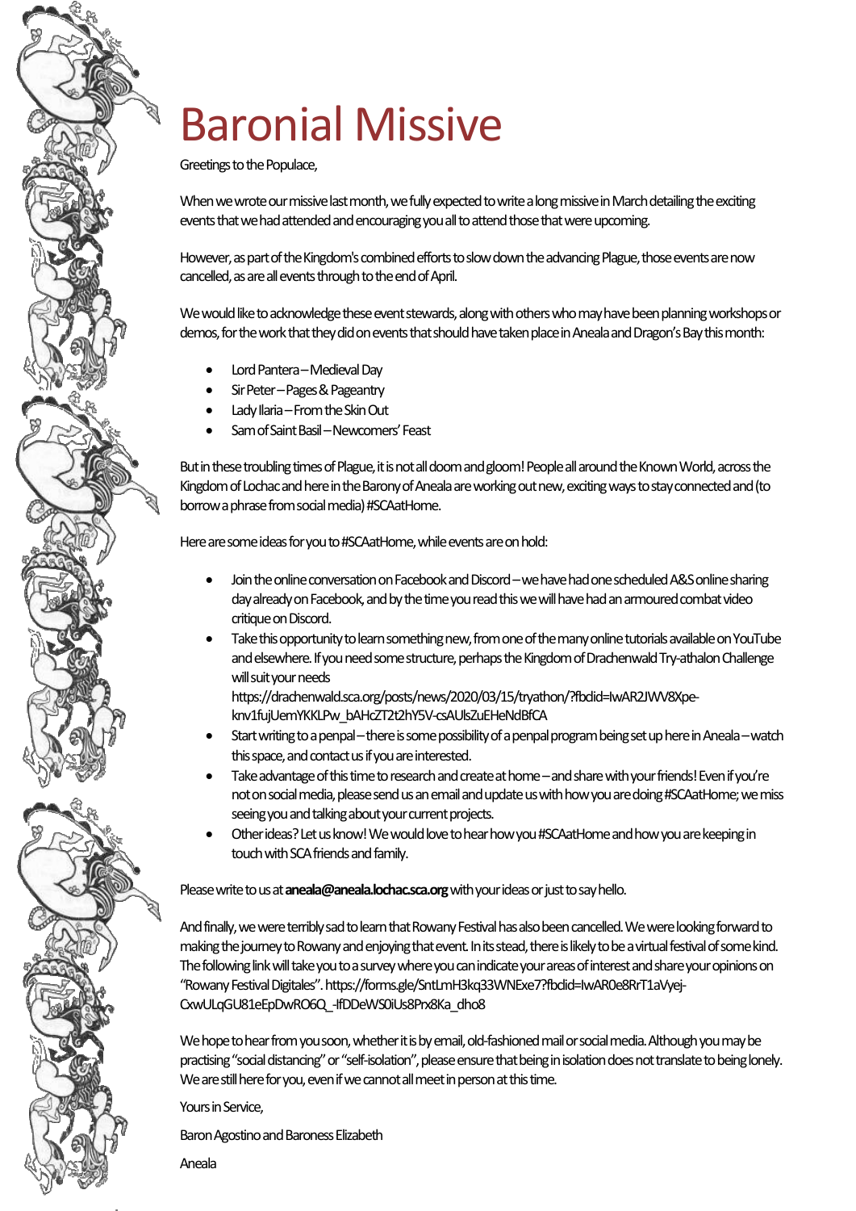# Baronial Missive

Greetings to the Populace,

When we wrote our missive last month, we fully expected to write a long missive in March detailing the exciting events that we had attended and encouraging you all to attend those that were upcoming.

However, as part of the Kingdom's combined efforts to slow down the advancing Plague, those events are now cancelled, as are all events through to the end of April.

We would like to acknowledge these event stewards, along with others who may have been planning workshops or demos, for the work that they did on events that should have taken place in Aneala and Dragon's Bay this month:

- Lord Pantera – Medieval Day
- Sir Peter – Pages & Pageantry
- Lady Ilaria – From the Skin Out
- Sam of Saint Basil – Newcomers' Feast

But in these troubling times of Plague, it is not all doom and gloom! People all around the Known World, across the Kingdom of Lochac and here in the Barony of Aneala are working out new, exciting ways to stay connected and (to borrow a phrase from social media) #SCAatHome.

Here are some ideas for you to #SCAatHome, while events are on hold:

- Join the online conversation on Facebook and Discord – we have had one scheduled A&S online sharing day already on Facebook, and by the time you read this we will have had an armoured combat video critique on Discord.
- Take this opportunity to learn something new, from one of the many online tutorials available on YouTube and elsewhere. If you need some structure, perhaps the Kingdom of Drachenwald Try-athalon Challenge will suit your needs https://drachenwald.sca.org/posts/news/2020/03/15/tryathon/?fbclid=IwAR2JWV8Xpe-knv1fujUemYKKLPw_bAHcZT2t2hY5V-csAUlsZuEHeNdBfCA
- Start writing to a penpal – there is some possibility of a penpal program being set up here in Aneala – watch this space, and contact us if you are interested.
- Take advantage of this time to research and create at home – and share with your friends! Even if you're not on social media, please send us an email and update us with how you are doing #SCAatHome; we miss seeing you and talking about your current projects.
- Other ideas? Let us know! We would love to hear how you #SCAatHome and how you are keeping in touch with SCA friends and family.

Please write to us at **aneala@aneala.lochac.sca.org** with your ideas or just to say hello.

And finally, we were terribly sad to learn that Rowany Festival has also been cancelled. We were looking forward to making the journey to Rowany and enjoying that event. In its stead, there is likely to be a virtual festival of some kind. The following link will take you to a survey where you can indicate your areas of interest and share your opinions on "Rowany Festival Digitales". https://forms.gle/SntLmH3kq33WNExe7?fbclid=IwAR0e8RrT1aVyej-CxwULqGU81eEpDwRO6Q_-lfDDeWS0iUs8Prx8Ka_dho8

We hope to hear from you soon, whether it is by email, old-fashioned mail or social media. Although you may be practising "social distancing" or "self-isolation", please ensure that being in isolation does not translate to being lonely. We are still here for you, even if we cannot all meet in person at this time.

Yours in Service,

Baron Agostino and Baroness Elizabeth

Aneala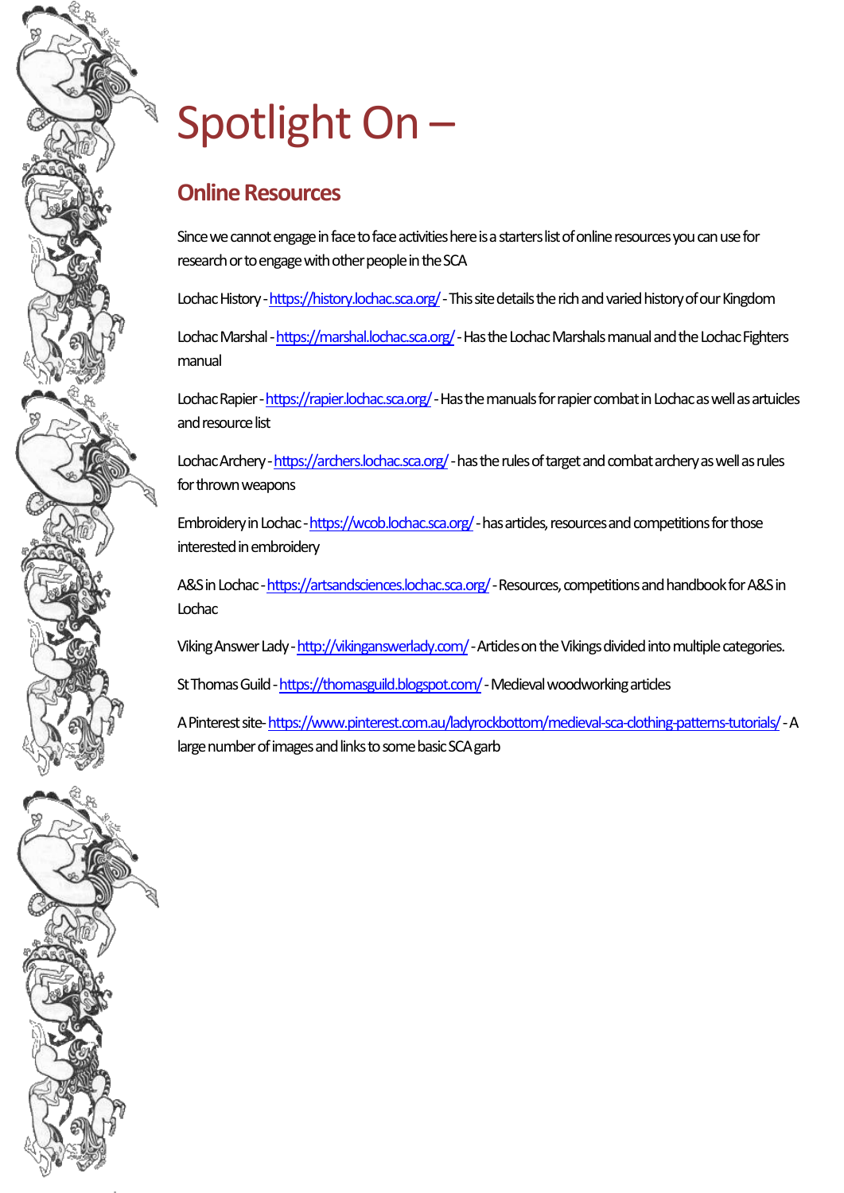# Spotlight On –

## Online Resources

Since we cannot engage in face to face activities here is a starters list of online resources you can use for research or to engage with other people in the SCA

Lochac History - https://history.lochac.sca.org/ - This site details the rich and varied history of our Kingdom

Lochac Marshal - https://marshal.lochac.sca.org/ - Has the Lochac Marshals manual and the Lochac Fighters manual

Lochac Rapier - https://rapier.lochac.sca.org/ - Has the manuals for rapier combat in Lochac as well as artuicles and resource list

Lochac Archery - https://archers.lochac.sca.org/ - has the rules of target and combat archery as well as rules for thrown weapons

Embroidery in Lochac - https://wcob.lochac.sca.org/ - has articles, resources and competitions for those interested in embroidery

A&S in Lochac - https://artsandsciences.lochac.sca.org/ - Resources, competitions and handbook for A&S in Lochac

Viking Answer Lady - http://vikinganswerlady.com/ - Articles on the Vikings divided into multiple categories.

St Thomas Guild - https://thomasguild.blogspot.com/ - Medieval woodworking articles

A Pinterest site- https://www.pinterest.com.au/ladyrockbottom/medieval-sca-clothing-patterns-tutorials/ - A large number of images and links to some basic SCA garb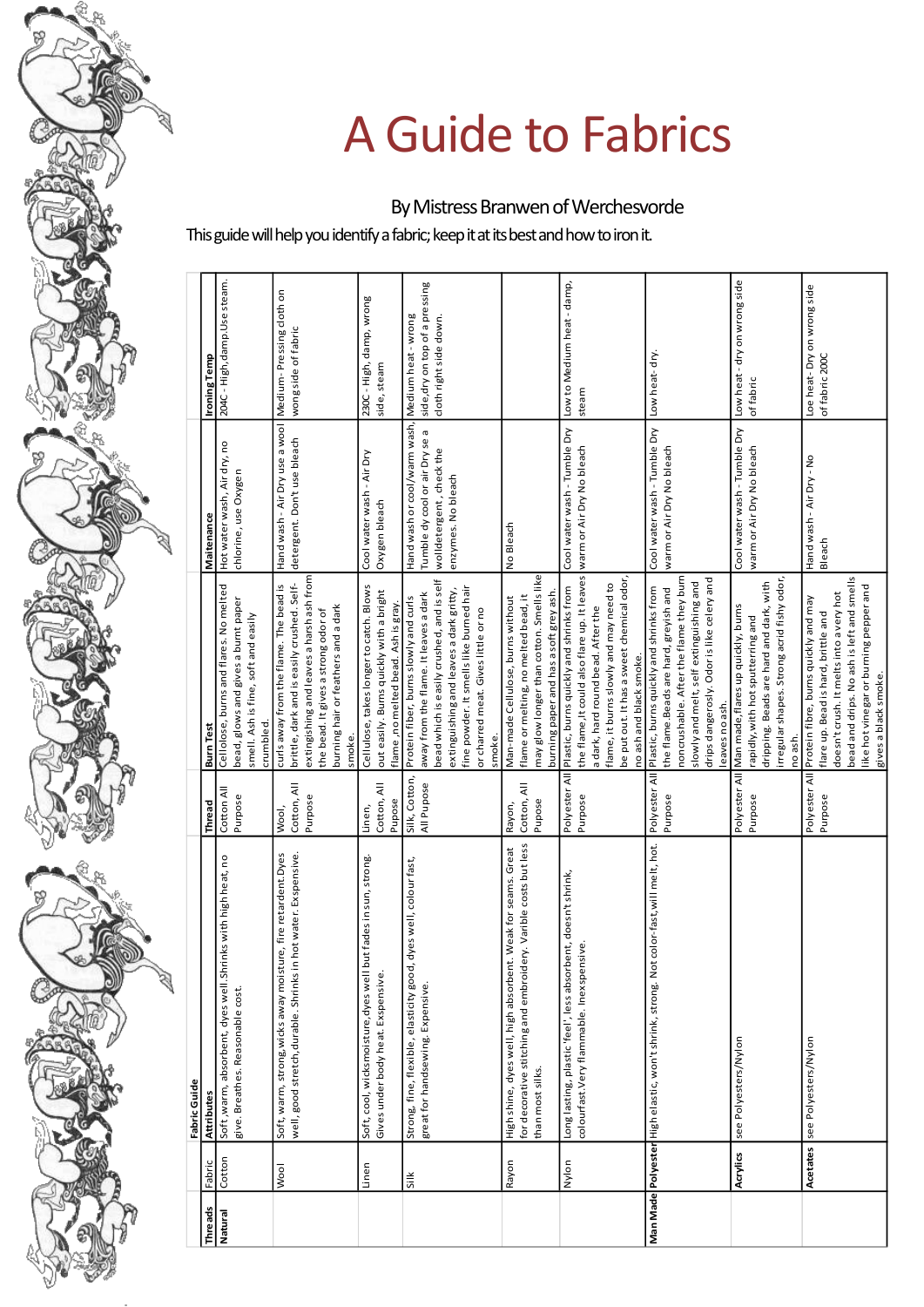# A Guide to Fabrics

By Mistress Branwen of Werchesvorde

This guide will help you identify a fabric; keep it at its best and how to iron it.

**Fabric Guide**

| Threads | Fabric | Attributes | Thread | Burn Test | Maitenance | Ironing Temp |
|---|---|---|---|---|---|---|
| **Natural** | Cotton | Soft, warm, absorbent, dyes well. Shrinks with high heat, no give. Breathes. Reasonable cost. | Cotton All Purpose | Cellulose, burns and flares. No melted bead, glows and gives a burnt paper smell. Ash is fine, soft and easily crumbled. | Hot water wash, Air dry, no chlorine, use Oxygen | 204C - High, damp. Use steam. |
| | Wool | Soft, warm, strong, wicks away moisture, fire retardent. Dyes well, good stretch, durable. Shrinks in hot water. Exspensive. | Wool, Cotton, All Purpose | curls away from the flame. The bead is brittle, dark and is easily crushed. Self-extinguishing and leaves a harsh ash from the bead. It gives a strong odor of burning hair or feathers and a dark smoke. | Hand wash - Air Dry use a wool detergent. Don't use bleach | Medium - Pressing cloth on wong side of fabric |
| | Linen | Soft, cool, wicks moisture, dyes well but fades in sun, strong. Gives under body heat. Exspensive. | Linen, Cotton, All Pupose | Cellulose, takes longer to catch. Blows out easily. Burns quickly with a bright flame, no melted bead. Ash is gray. | Cool water wash - Air Dry Oxygen bleach | 230C - High, damp, wrong side, steam |
| | Silk | Strong, fine, flexible, elasticity good, dyes well, colour fast, great for handsewing. Expensive. | Silk, Cotton, All Pupose | Protein fiber, burns slowly and curls away from the flame. It leaves a dark bead which is easily crushed, and is self extinguishing and leaves a dark gritty, fine powder. It smells like burned hair or charred meat. Gives little or no smoke. | Hand wash or cool/warm wash, Tumble dy cool or air Dry se a wolldetergent, check the enzymes. No bleach | Medium heat - wrong side, dry on top of a pressing cloth right side down. |
| | Rayon | High shine, dyes well, high absorbent. Weak for seams. Great for decorative stitching and embroidery. Varible costs but less than most silks. | Rayon, Cotton, All Pupose | Man-made Cellulose, burns without flame or melting, no melted bead, it may glow longer than cotton. Smells like burning paper and has a soft grey ash. | No Bleach | |
| | Nylon | Long lasting, plastic 'feel', less absorbent, doesn't shrink, colourfast. Very flammable. Inexspensive. | Polyester All Purpose | Plastic, burns quickly and shrinks from the flame, it could also flare up. It leaves a dark, hard round bead. After the flame, it burns slowly and may need to be put out. It has a sweet chemical odor, no ash and black smoke. | Cool water wash - Tumble Dry warm or Air Dry No bleach | Low to Medium heat - damp, steam |
| **Man Made** | **Polyester** | High elastic, won't shrink, strong. Not color-fast, will melt, hot. | Polyester All Purpose | Plastic, burns quickly and shrinks from the flame. Beads are hard, greyish and noncrushable. After the flame they burn slowly and melt, self extinguishing and drips dangerosly. Odor is like celery and leaves no ash. | Cool water wash - Tumble Dry warm or Air Dry No bleach | Low heat - dry. |
| | **Acrylics** | see Polyesters/Nylon | Polyester All Purpose | Man made, flares up quickly, burns rapidly, with hot sputtering and dripping. Beads are hard and dark, with irregular shapes. Strong acrid fishy odor, no ash. | Cool water wash - Tumble Dry warm or Air Dry No bleach | Low heat - dry on wrong side of fabric |
| | **Acetates** | see Polyesters/Nylon | Polyester All Purpose | Protein fibre, burns quickly and may flare up. Bead is hard, brittle and doesn't crush. It melts into a very hot bead and drips. No ash is left and smells like hot vinegar or burning pepper and gives a black smoke. | Hand wash - Air Dry - No Bleach | Loe heat - Dry on wrong side of fabric 200C |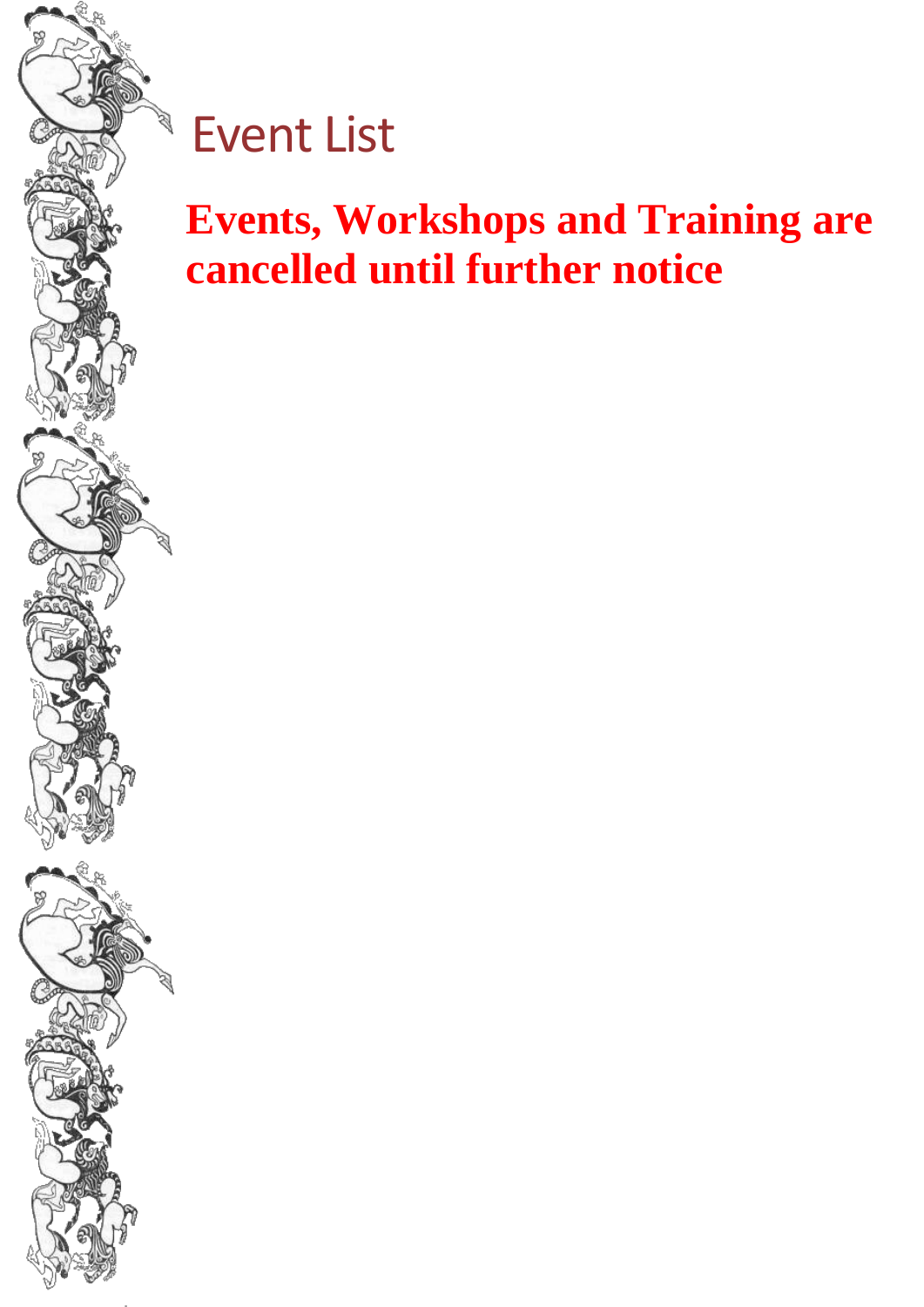# Event List

**Events, Workshops and Training are cancelled until further notice**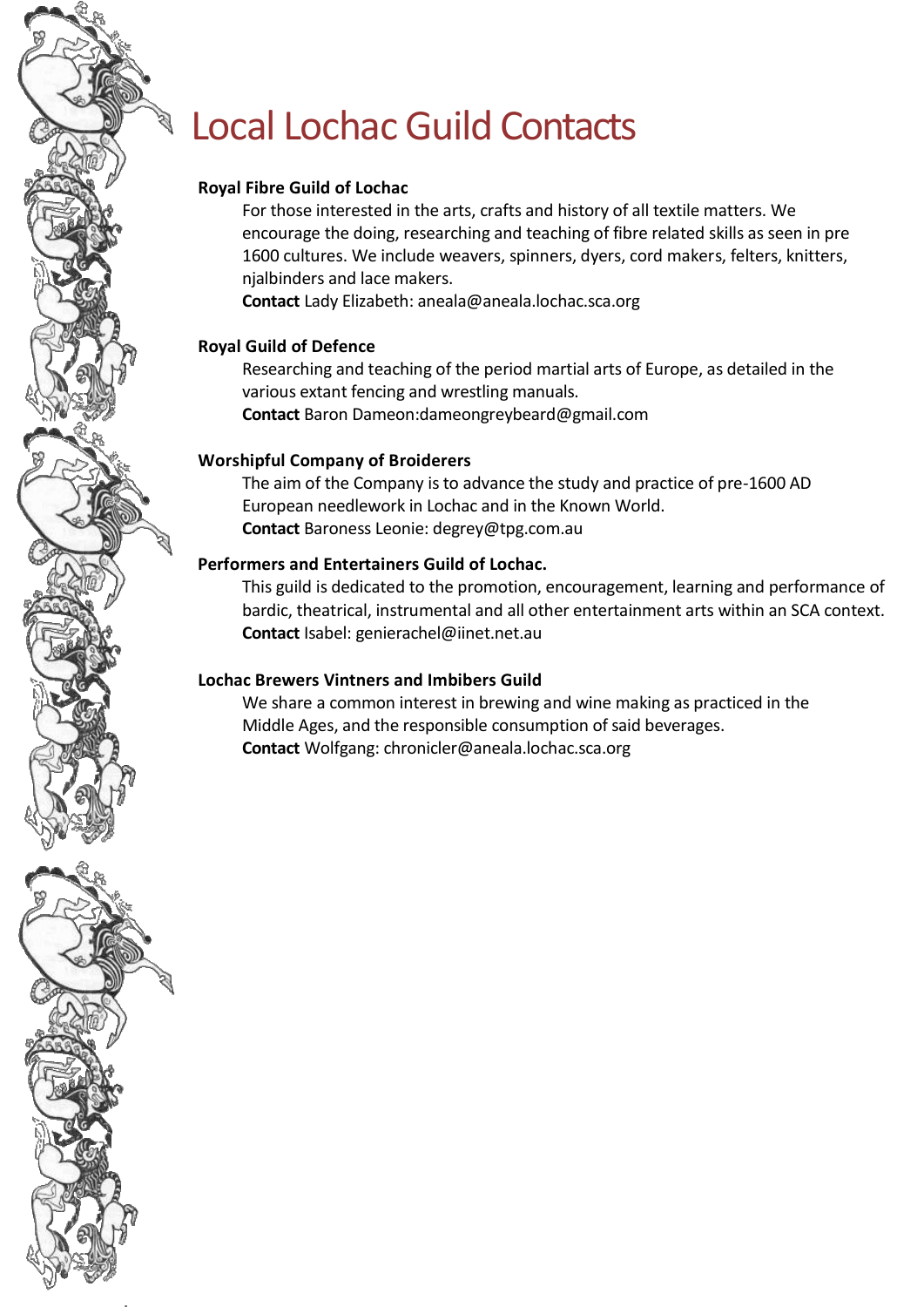# Local Lochac Guild Contacts

**Royal Fibre Guild of Lochac**

For those interested in the arts, crafts and history of all textile matters. We encourage the doing, researching and teaching of fibre related skills as seen in pre 1600 cultures. We include weavers, spinners, dyers, cord makers, felters, knitters, njalbinders and lace makers.

**Contact** Lady Elizabeth: aneala@aneala.lochac.sca.org

**Royal Guild of Defence**

Researching and teaching of the period martial arts of Europe, as detailed in the various extant fencing and wrestling manuals.

**Contact** Baron Dameon:dameongreybeard@gmail.com

**Worshipful Company of Broiderers**

The aim of the Company is to advance the study and practice of pre-1600 AD European needlework in Lochac and in the Known World.

**Contact** Baroness Leonie: degrey@tpg.com.au

**Performers and Entertainers Guild of Lochac.**

This guild is dedicated to the promotion, encouragement, learning and performance of bardic, theatrical, instrumental and all other entertainment arts within an SCA context.

**Contact** Isabel: genierachel@iinet.net.au

**Lochac Brewers Vintners and Imbibers Guild**

We share a common interest in brewing and wine making as practiced in the Middle Ages, and the responsible consumption of said beverages.

**Contact** Wolfgang: chronicler@aneala.lochac.sca.org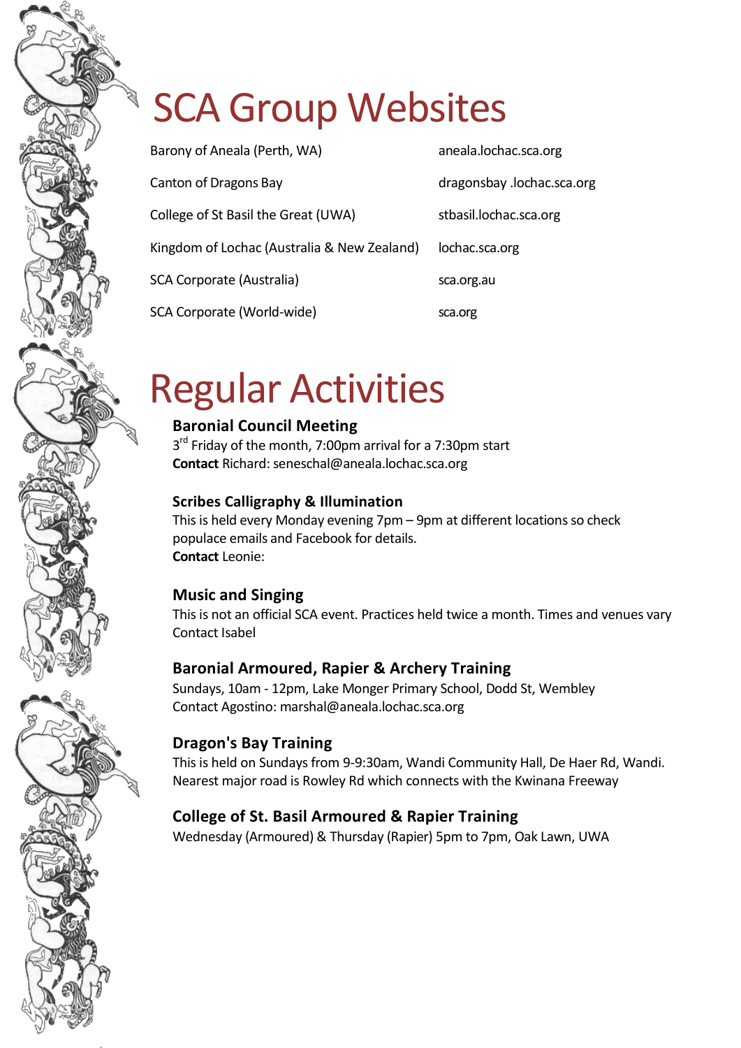# SCA Group Websites

| | |
|---|---|
| Barony of Aneala (Perth, WA) | aneala.lochac.sca.org |
| Canton of Dragons Bay | dragonsbay .lochac.sca.org |
| College of St Basil the Great (UWA) | stbasil.lochac.sca.org |
| Kingdom of Lochac (Australia & New Zealand) | lochac.sca.org |
| SCA Corporate (Australia) | sca.org.au |
| SCA Corporate (World-wide) | sca.org |

# Regular Activities

### Baronial Council Meeting

3rd Friday of the month, 7:00pm arrival for a 7:30pm start
**Contact** Richard: seneschal@aneala.lochac.sca.org

### Scribes Calligraphy & Illumination

This is held every Monday evening 7pm – 9pm at different locations so check populace emails and Facebook for details.
**Contact** Leonie:

### Music and Singing

This is not an official SCA event. Practices held twice a month. Times and venues vary
Contact Isabel

### Baronial Armoured, Rapier & Archery Training

Sundays, 10am - 12pm, Lake Monger Primary School, Dodd St, Wembley
Contact Agostino: marshal@aneala.lochac.sca.org

### Dragon's Bay Training

This is held on Sundays from 9-9:30am, Wandi Community Hall, De Haer Rd, Wandi. Nearest major road is Rowley Rd which connects with the Kwinana Freeway

### College of St. Basil Armoured & Rapier Training

Wednesday (Armoured) & Thursday (Rapier) 5pm to 7pm, Oak Lawn, UWA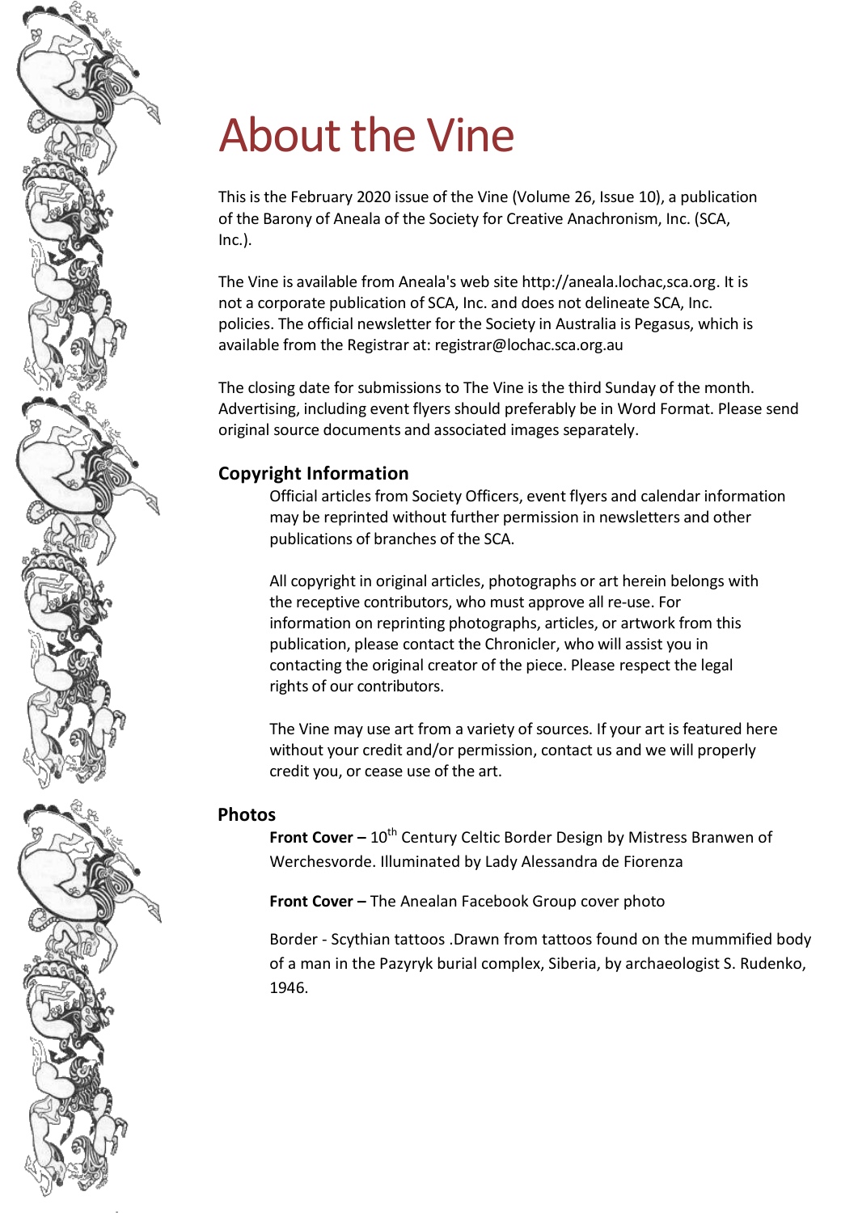# About the Vine

This is the February 2020 issue of the Vine (Volume 26, Issue 10), a publication of the Barony of Aneala of the Society for Creative Anachronism, Inc. (SCA, Inc.).

The Vine is available from Aneala's web site http://aneala.lochac,sca.org. It is not a corporate publication of SCA, Inc. and does not delineate SCA, Inc. policies. The official newsletter for the Society in Australia is Pegasus, which is available from the Registrar at: registrar@lochac.sca.org.au

The closing date for submissions to The Vine is the third Sunday of the month. Advertising, including event flyers should preferably be in Word Format. Please send original source documents and associated images separately.

## Copyright Information

Official articles from Society Officers, event flyers and calendar information may be reprinted without further permission in newsletters and other publications of branches of the SCA.

All copyright in original articles, photographs or art herein belongs with the receptive contributors, who must approve all re-use. For information on reprinting photographs, articles, or artwork from this publication, please contact the Chronicler, who will assist you in contacting the original creator of the piece. Please respect the legal rights of our contributors.

The Vine may use art from a variety of sources. If your art is featured here without your credit and/or permission, contact us and we will properly credit you, or cease use of the art.

## Photos

**Front Cover –** 10th Century Celtic Border Design by Mistress Branwen of Werchesvorde. Illuminated by Lady Alessandra de Fiorenza

**Front Cover –** The Anealan Facebook Group cover photo

Border - Scythian tattoos .Drawn from tattoos found on the mummified body of a man in the Pazyryk burial complex, Siberia, by archaeologist S. Rudenko, 1946.